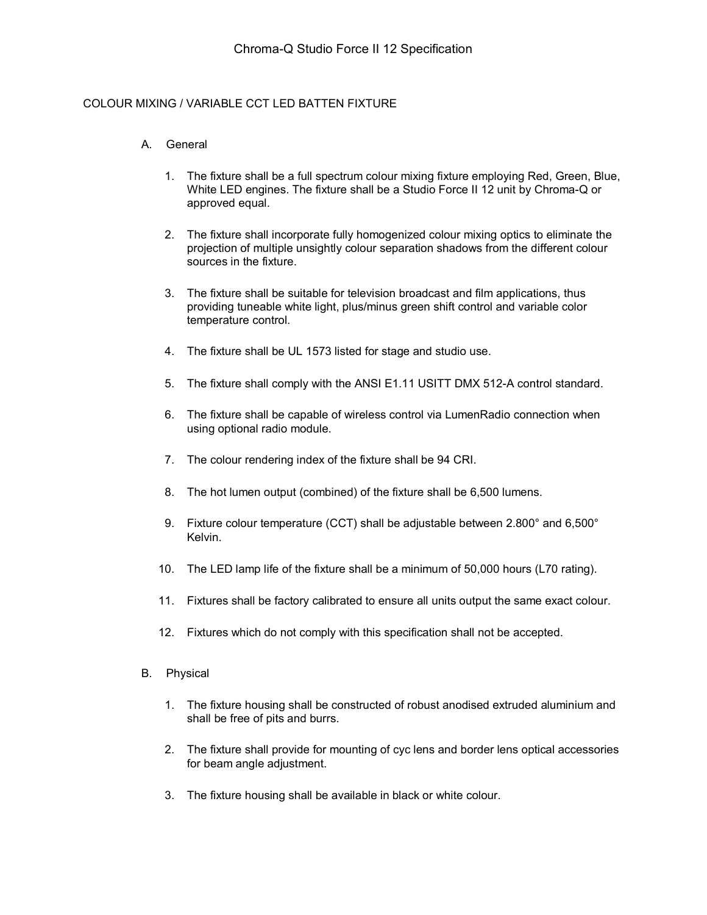# Chroma-Q Studio Force II 12 Specification

## COLOUR MIXING / VARIABLE CCT LED BATTEN FIXTURE

### A. General

1. The fixture shall be a full spectrum colour mixing fixture employing Red, Green, Blue, White LED engines. The fixture shall be a Studio Force II 12 unit by Chroma-Q or approved equal.

2. The fixture shall incorporate fully homogenized colour mixing optics to eliminate the projection of multiple unsightly colour separation shadows from the different colour sources in the fixture.

3. The fixture shall be suitable for television broadcast and film applications, thus providing tuneable white light, plus/minus green shift control and variable color temperature control.

4. The fixture shall be UL 1573 listed for stage and studio use.

5. The fixture shall comply with the ANSI E1.11 USITT DMX 512-A control standard.

6. The fixture shall be capable of wireless control via LumenRadio connection when using optional radio module.

7. The colour rendering index of the fixture shall be 94 CRI.

8. The hot lumen output (combined) of the fixture shall be 6,500 lumens.

9. Fixture colour temperature (CCT) shall be adjustable between 2.800° and 6,500° Kelvin.

10. The LED lamp life of the fixture shall be a minimum of 50,000 hours (L70 rating).

11. Fixtures shall be factory calibrated to ensure all units output the same exact colour.

12. Fixtures which do not comply with this specification shall not be accepted.

### B. Physical

1. The fixture housing shall be constructed of robust anodised extruded aluminium and shall be free of pits and burrs.

2. The fixture shall provide for mounting of cyc lens and border lens optical accessories for beam angle adjustment.

3. The fixture housing shall be available in black or white colour.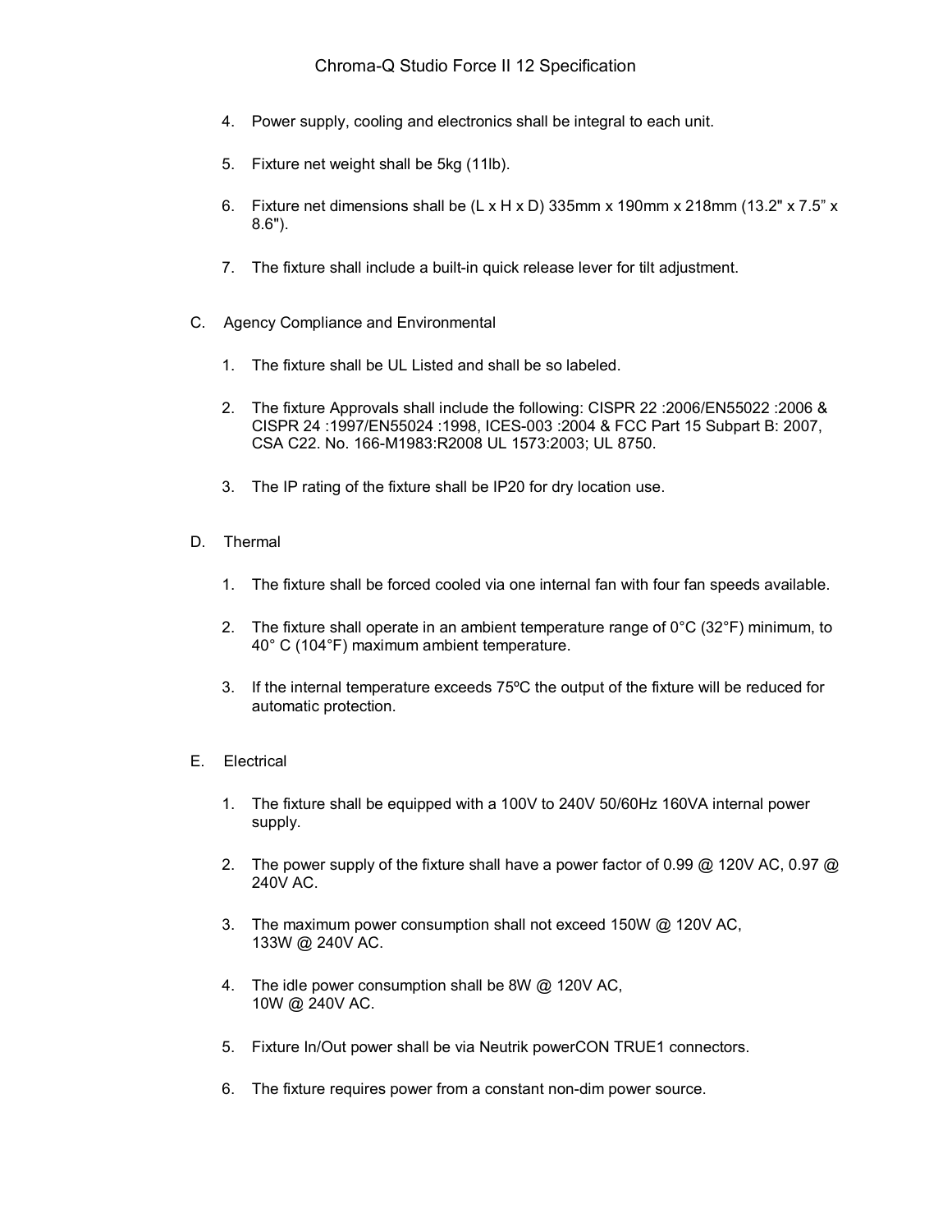4. Power supply, cooling and electronics shall be integral to each unit.

5. Fixture net weight shall be 5kg (11lb).

6. Fixture net dimensions shall be (L x H x D) 335mm x 190mm x 218mm (13.2" x 7.5" x 8.6").

7. The fixture shall include a built-in quick release lever for tilt adjustment.

C. Agency Compliance and Environmental

1. The fixture shall be UL Listed and shall be so labeled.

2. The fixture Approvals shall include the following: CISPR 22 :2006/EN55022 :2006 & CISPR 24 :1997/EN55024 :1998, ICES-003 :2004 & FCC Part 15 Subpart B: 2007, CSA C22. No. 166-M1983:R2008 UL 1573:2003; UL 8750.

3. The IP rating of the fixture shall be IP20 for dry location use.

D. Thermal

1. The fixture shall be forced cooled via one internal fan with four fan speeds available.

2. The fixture shall operate in an ambient temperature range of 0°C (32°F) minimum, to 40° C (104°F) maximum ambient temperature.

3. If the internal temperature exceeds 75ºC the output of the fixture will be reduced for automatic protection.

E. Electrical

1. The fixture shall be equipped with a 100V to 240V 50/60Hz 160VA internal power supply.

2. The power supply of the fixture shall have a power factor of 0.99 @ 120V AC, 0.97 @ 240V AC.

3. The maximum power consumption shall not exceed 150W @ 120V AC, 133W @ 240V AC.

4. The idle power consumption shall be 8W @ 120V AC, 10W @ 240V AC.

5. Fixture In/Out power shall be via Neutrik powerCON TRUE1 connectors.

6. The fixture requires power from a constant non-dim power source.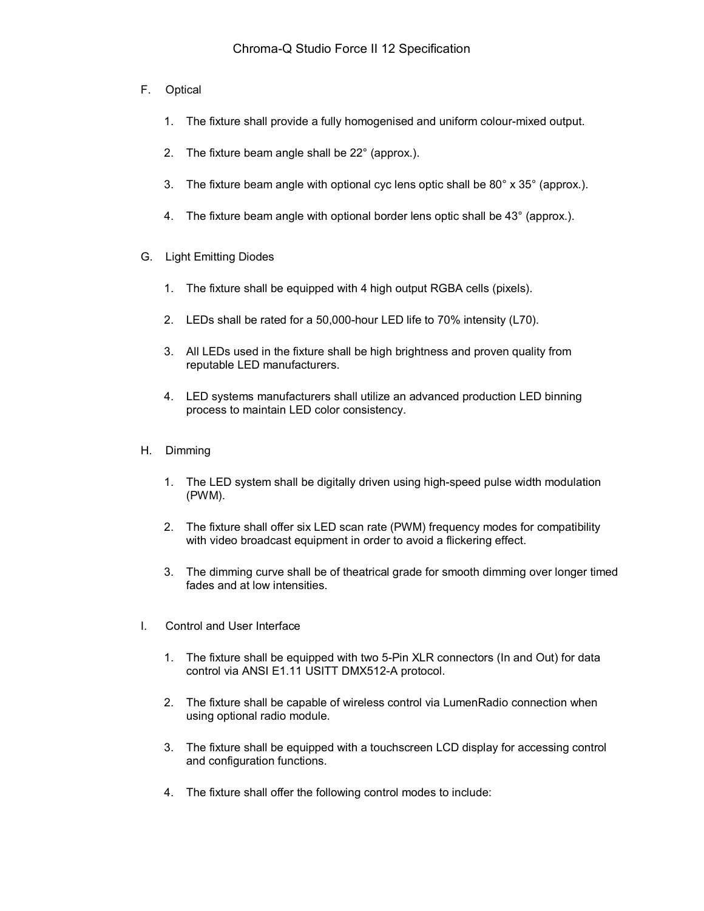F. Optical

1. The fixture shall provide a fully homogenised and uniform colour-mixed output.

2. The fixture beam angle shall be 22° (approx.).

3. The fixture beam angle with optional cyc lens optic shall be 80° x 35° (approx.).

4. The fixture beam angle with optional border lens optic shall be 43° (approx.).

G. Light Emitting Diodes

1. The fixture shall be equipped with 4 high output RGBA cells (pixels).

2. LEDs shall be rated for a 50,000-hour LED life to 70% intensity (L70).

3. All LEDs used in the fixture shall be high brightness and proven quality from reputable LED manufacturers.

4. LED systems manufacturers shall utilize an advanced production LED binning process to maintain LED color consistency.

H. Dimming

1. The LED system shall be digitally driven using high-speed pulse width modulation (PWM).

2. The fixture shall offer six LED scan rate (PWM) frequency modes for compatibility with video broadcast equipment in order to avoid a flickering effect.

3. The dimming curve shall be of theatrical grade for smooth dimming over longer timed fades and at low intensities.

I. Control and User Interface

1. The fixture shall be equipped with two 5-Pin XLR connectors (In and Out) for data control via ANSI E1.11 USITT DMX512-A protocol.

2. The fixture shall be capable of wireless control via LumenRadio connection when using optional radio module.

3. The fixture shall be equipped with a touchscreen LCD display for accessing control and configuration functions.

4. The fixture shall offer the following control modes to include: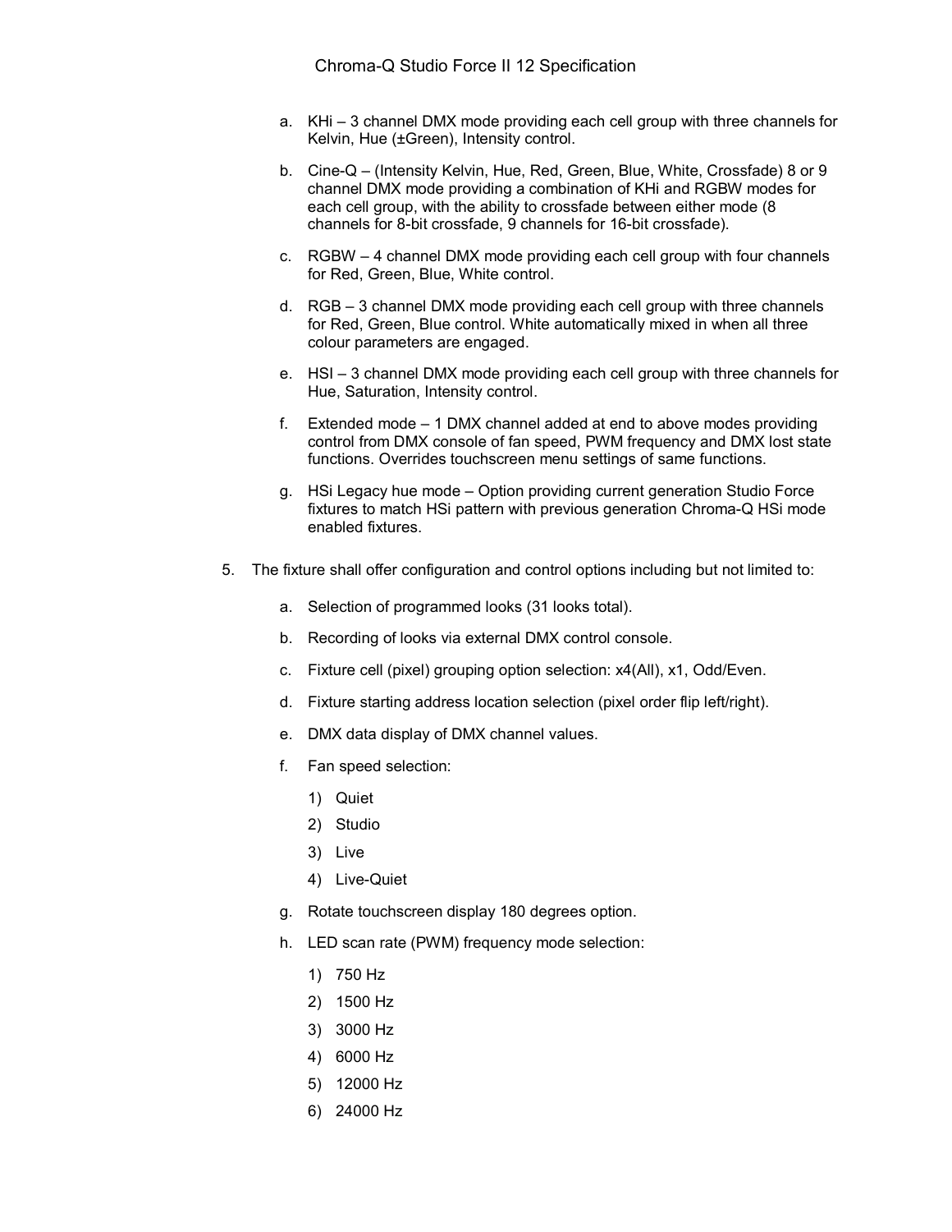a. KHi – 3 channel DMX mode providing each cell group with three channels for Kelvin, Hue (±Green), Intensity control.

b. Cine-Q – (Intensity Kelvin, Hue, Red, Green, Blue, White, Crossfade) 8 or 9 channel DMX mode providing a combination of KHi and RGBW modes for each cell group, with the ability to crossfade between either mode (8 channels for 8-bit crossfade, 9 channels for 16-bit crossfade).

c. RGBW – 4 channel DMX mode providing each cell group with four channels for Red, Green, Blue, White control.

d. RGB – 3 channel DMX mode providing each cell group with three channels for Red, Green, Blue control. White automatically mixed in when all three colour parameters are engaged.

e. HSI – 3 channel DMX mode providing each cell group with three channels for Hue, Saturation, Intensity control.

f. Extended mode – 1 DMX channel added at end to above modes providing control from DMX console of fan speed, PWM frequency and DMX lost state functions. Overrides touchscreen menu settings of same functions.

g. HSi Legacy hue mode – Option providing current generation Studio Force fixtures to match HSi pattern with previous generation Chroma-Q HSi mode enabled fixtures.

5. The fixture shall offer configuration and control options including but not limited to:

   a. Selection of programmed looks (31 looks total).

   b. Recording of looks via external DMX control console.

   c. Fixture cell (pixel) grouping option selection: x4(All), x1, Odd/Even.

   d. Fixture starting address location selection (pixel order flip left/right).

   e. DMX data display of DMX channel values.

   f. Fan speed selection:

      1) Quiet
      2) Studio
      3) Live
      4) Live-Quiet

   g. Rotate touchscreen display 180 degrees option.

   h. LED scan rate (PWM) frequency mode selection:

      1) 750 Hz
      2) 1500 Hz
      3) 3000 Hz
      4) 6000 Hz
      5) 12000 Hz
      6) 24000 Hz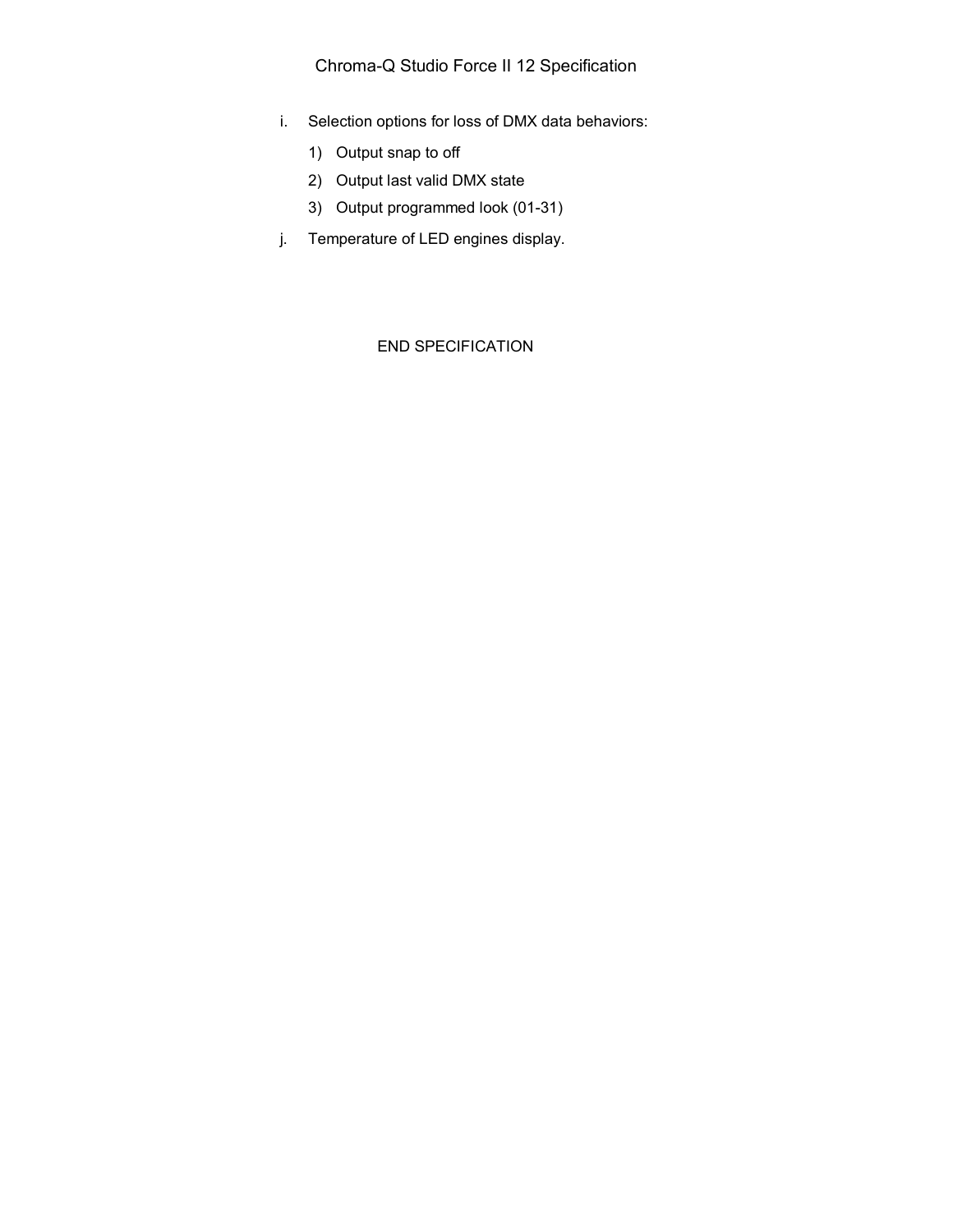i. Selection options for loss of DMX data behaviors:

   1) Output snap to off
   2) Output last valid DMX state
   3) Output programmed look (01-31)

j. Temperature of LED engines display.

END SPECIFICATION